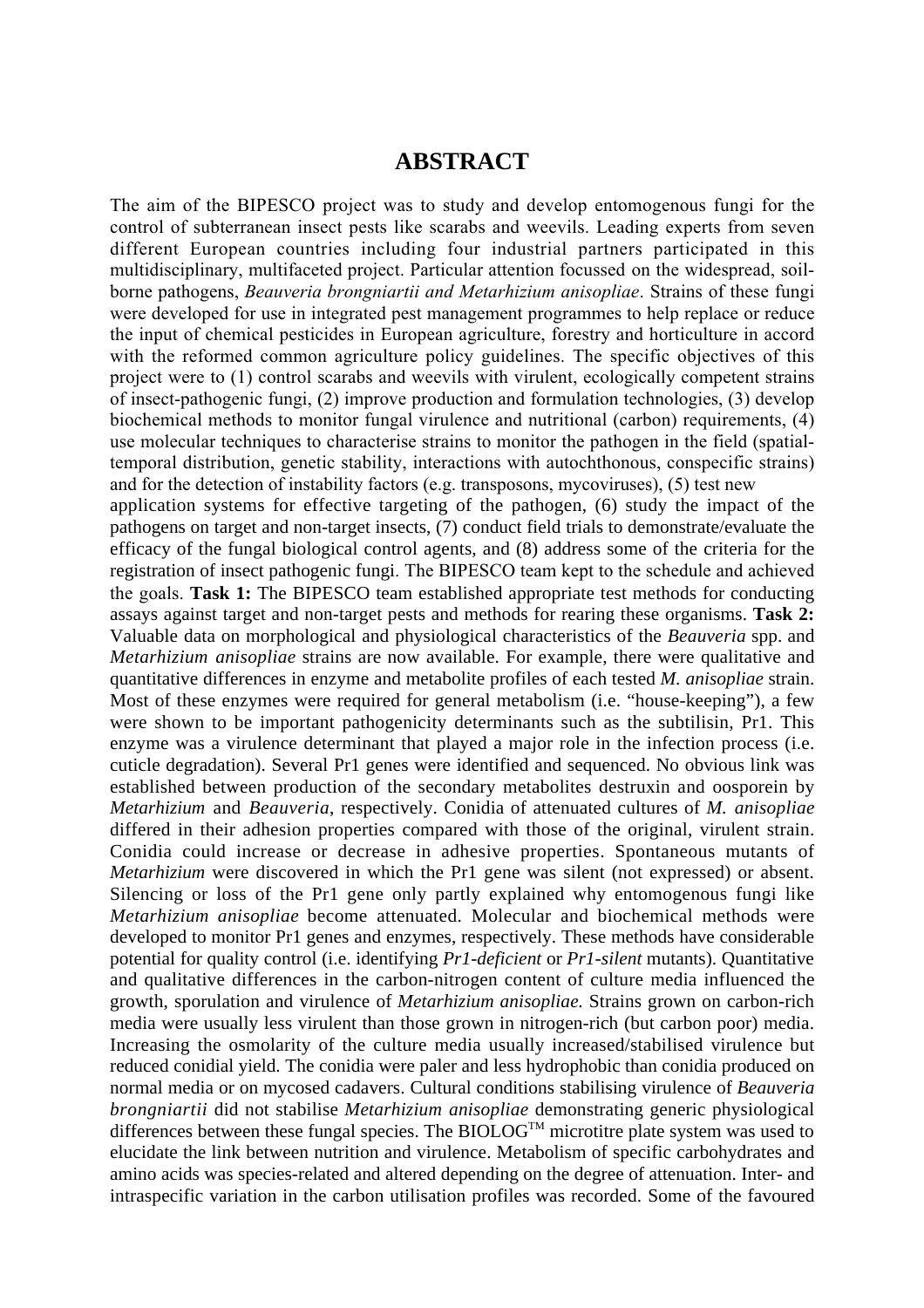# ABSTRACT

The aim of the BIPESCO project was to study and develop entomogenous fungi for the control of subterranean insect pests like scarabs and weevils. Leading experts from seven different European countries including four industrial partners participated in this multidisciplinary, multifaceted project. Particular attention focussed on the widespread, soil-borne pathogens, *Beauveria brongniartii and Metarhizium anisopliae*. Strains of these fungi were developed for use in integrated pest management programmes to help replace or reduce the input of chemical pesticides in European agriculture, forestry and horticulture in accord with the reformed common agriculture policy guidelines. The specific objectives of this project were to (1) control scarabs and weevils with virulent, ecologically competent strains of insect-pathogenic fungi, (2) improve production and formulation technologies, (3) develop biochemical methods to monitor fungal virulence and nutritional (carbon) requirements, (4) use molecular techniques to characterise strains to monitor the pathogen in the field (spatial-temporal distribution, genetic stability, interactions with autochthonous, conspecific strains) and for the detection of instability factors (e.g. transposons, mycoviruses), (5) test new application systems for effective targeting of the pathogen, (6) study the impact of the pathogens on target and non-target insects, (7) conduct field trials to demonstrate/evaluate the efficacy of the fungal biological control agents, and (8) address some of the criteria for the registration of insect pathogenic fungi. The BIPESCO team kept to the schedule and achieved the goals. **Task 1:** The BIPESCO team established appropriate test methods for conducting assays against target and non-target pests and methods for rearing these organisms. **Task 2:** Valuable data on morphological and physiological characteristics of the *Beauveria* spp. and *Metarhizium anisopliae* strains are now available. For example, there were qualitative and quantitative differences in enzyme and metabolite profiles of each tested *M. anisopliae* strain. Most of these enzymes were required for general metabolism (i.e. "house-keeping"), a few were shown to be important pathogenicity determinants such as the subtilisin, Pr1. This enzyme was a virulence determinant that played a major role in the infection process (i.e. cuticle degradation). Several Pr1 genes were identified and sequenced. No obvious link was established between production of the secondary metabolites destruxin and oosporein by *Metarhizium* and *Beauveria*, respectively. Conidia of attenuated cultures of *M. anisopliae* differed in their adhesion properties compared with those of the original, virulent strain. Conidia could increase or decrease in adhesive properties. Spontaneous mutants of *Metarhizium* were discovered in which the Pr1 gene was silent (not expressed) or absent. Silencing or loss of the Pr1 gene only partly explained why entomogenous fungi like *Metarhizium anisopliae* become attenuated. Molecular and biochemical methods were developed to monitor Pr1 genes and enzymes, respectively. These methods have considerable potential for quality control (i.e. identifying *Pr1-deficient* or *Pr1-silent* mutants). Quantitative and qualitative differences in the carbon-nitrogen content of culture media influenced the growth, sporulation and virulence of *Metarhizium anisopliae.* Strains grown on carbon-rich media were usually less virulent than those grown in nitrogen-rich (but carbon poor) media. Increasing the osmolarity of the culture media usually increased/stabilised virulence but reduced conidial yield. The conidia were paler and less hydrophobic than conidia produced on normal media or on mycosed cadavers. Cultural conditions stabilising virulence of *Beauveria brongniartii* did not stabilise *Metarhizium anisopliae* demonstrating generic physiological differences between these fungal species. The BIOLOG™ microtitre plate system was used to elucidate the link between nutrition and virulence. Metabolism of specific carbohydrates and amino acids was species-related and altered depending on the degree of attenuation. Inter- and intraspecific variation in the carbon utilisation profiles was recorded. Some of the favoured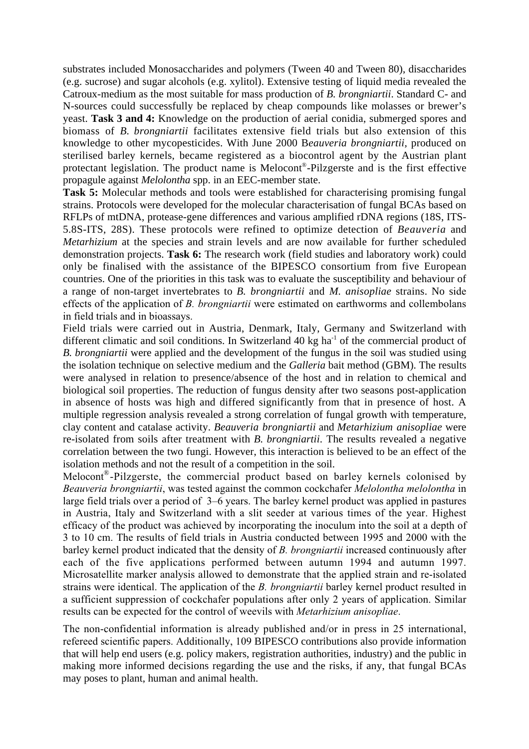substrates included Monosaccharides and polymers (Tween 40 and Tween 80), disaccharides (e.g. sucrose) and sugar alcohols (e.g. xylitol). Extensive testing of liquid media revealed the Catroux-medium as the most suitable for mass production of *B. brongniartii*. Standard C- and N-sources could successfully be replaced by cheap compounds like molasses or brewer's yeast. **Task 3 and 4:** Knowledge on the production of aerial conidia, submerged spores and biomass of *B. brongniartii* facilitates extensive field trials but also extension of this knowledge to other mycopesticides. With June 2000 B*eauveria brongniartii*, produced on sterilised barley kernels, became registered as a biocontrol agent by the Austrian plant protectant legislation. The product name is Melocont®-Pilzgerste and is the first effective propagule against *Melolontha* spp. in an EEC-member state.

**Task 5:** Molecular methods and tools were established for characterising promising fungal strains. Protocols were developed for the molecular characterisation of fungal BCAs based on RFLPs of mtDNA, protease-gene differences and various amplified rDNA regions (18S, ITS-5.8S-ITS, 28S). These protocols were refined to optimize detection of *Beauveria* and *Metarhizium* at the species and strain levels and are now available for further scheduled demonstration projects. **Task 6:** The research work (field studies and laboratory work) could only be finalised with the assistance of the BIPESCO consortium from five European countries. One of the priorities in this task was to evaluate the susceptibility and behaviour of a range of non-target invertebrates to *B. brongniartii* and *M. anisopliae* strains. No side effects of the application of *B. brongniartii* were estimated on earthworms and collembolans in field trials and in bioassays.

Field trials were carried out in Austria, Denmark, Italy, Germany and Switzerland with different climatic and soil conditions. In Switzerland 40 kg ha$^{-1}$ of the commercial product of *B. brongniartii* were applied and the development of the fungus in the soil was studied using the isolation technique on selective medium and the *Galleria* bait method (GBM). The results were analysed in relation to presence/absence of the host and in relation to chemical and biological soil properties. The reduction of fungus density after two seasons post-application in absence of hosts was high and differed significantly from that in presence of host. A multiple regression analysis revealed a strong correlation of fungal growth with temperature, clay content and catalase activity. *Beauveria brongniartii* and *Metarhizium anisopliae* were re-isolated from soils after treatment with *B. brongniartii*. The results revealed a negative correlation between the two fungi. However, this interaction is believed to be an effect of the isolation methods and not the result of a competition in the soil.

Melocont®-Pilzgerste, the commercial product based on barley kernels colonised by *Beauveria brongniartii*, was tested against the common cockchafer *Melolontha melolontha* in large field trials over a period of 3–6 years. The barley kernel product was applied in pastures in Austria, Italy and Switzerland with a slit seeder at various times of the year. Highest efficacy of the product was achieved by incorporating the inoculum into the soil at a depth of 3 to 10 cm. The results of field trials in Austria conducted between 1995 and 2000 with the barley kernel product indicated that the density of *B. brongniartii* increased continuously after each of the five applications performed between autumn 1994 and autumn 1997. Microsatellite marker analysis allowed to demonstrate that the applied strain and re-isolated strains were identical. The application of the *B. brongniartii* barley kernel product resulted in a sufficient suppression of cockchafer populations after only 2 years of application. Similar results can be expected for the control of weevils with *Metarhizium anisopliae*.

The non-confidential information is already published and/or in press in 25 international, refereed scientific papers. Additionally, 109 BIPESCO contributions also provide information that will help end users (e.g. policy makers, registration authorities, industry) and the public in making more informed decisions regarding the use and the risks, if any, that fungal BCAs may poses to plant, human and animal health.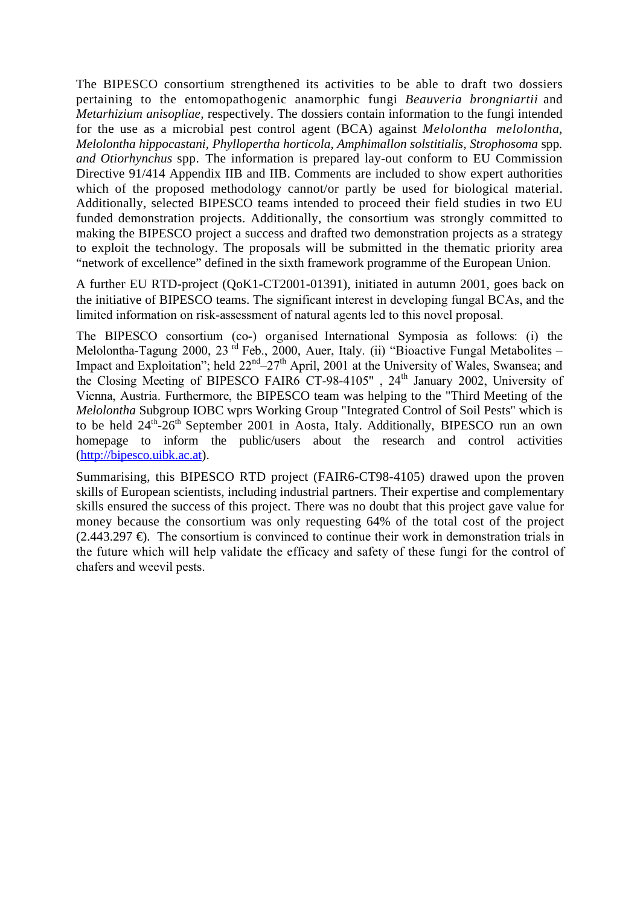The BIPESCO consortium strengthened its activities to be able to draft two dossiers pertaining to the entomopathogenic anamorphic fungi *Beauveria brongniartii* and *Metarhizium anisopliae*, respectively. The dossiers contain information to the fungi intended for the use as a microbial pest control agent (BCA) against *Melolontha melolontha*, *Melolontha hippocastani*, *Phyllopertha horticola*, *Amphimallon solstitialis*, *Strophosoma* spp. *and Otiorhynchus* spp. The information is prepared lay-out conform to EU Commission Directive 91/414 Appendix IIB and IIB. Comments are included to show expert authorities which of the proposed methodology cannot/or partly be used for biological material. Additionally, selected BIPESCO teams intended to proceed their field studies in two EU funded demonstration projects. Additionally, the consortium was strongly committed to making the BIPESCO project a success and drafted two demonstration projects as a strategy to exploit the technology. The proposals will be submitted in the thematic priority area "network of excellence" defined in the sixth framework programme of the European Union.

A further EU RTD-project (QoK1-CT2001-01391), initiated in autumn 2001, goes back on the initiative of BIPESCO teams. The significant interest in developing fungal BCAs, and the limited information on risk-assessment of natural agents led to this novel proposal.

The BIPESCO consortium (co-) organised International Symposia as follows: (i) the Melolontha-Tagung 2000, 23 rd Feb., 2000, Auer, Italy. (ii) "Bioactive Fungal Metabolites – Impact and Exploitation"; held 22nd–27th April, 2001 at the University of Wales, Swansea; and the Closing Meeting of BIPESCO FAIR6 CT-98-4105" , 24th January 2002, University of Vienna, Austria. Furthermore, the BIPESCO team was helping to the "Third Meeting of the *Melolontha* Subgroup IOBC wprs Working Group "Integrated Control of Soil Pests" which is to be held 24th-26th September 2001 in Aosta, Italy. Additionally, BIPESCO run an own homepage to inform the public/users about the research and control activities (http://bipesco.uibk.ac.at).

Summarising, this BIPESCO RTD project (FAIR6-CT98-4105) drawed upon the proven skills of European scientists, including industrial partners. Their expertise and complementary skills ensured the success of this project. There was no doubt that this project gave value for money because the consortium was only requesting 64% of the total cost of the project (2.443.297 €). The consortium is convinced to continue their work in demonstration trials in the future which will help validate the efficacy and safety of these fungi for the control of chafers and weevil pests.